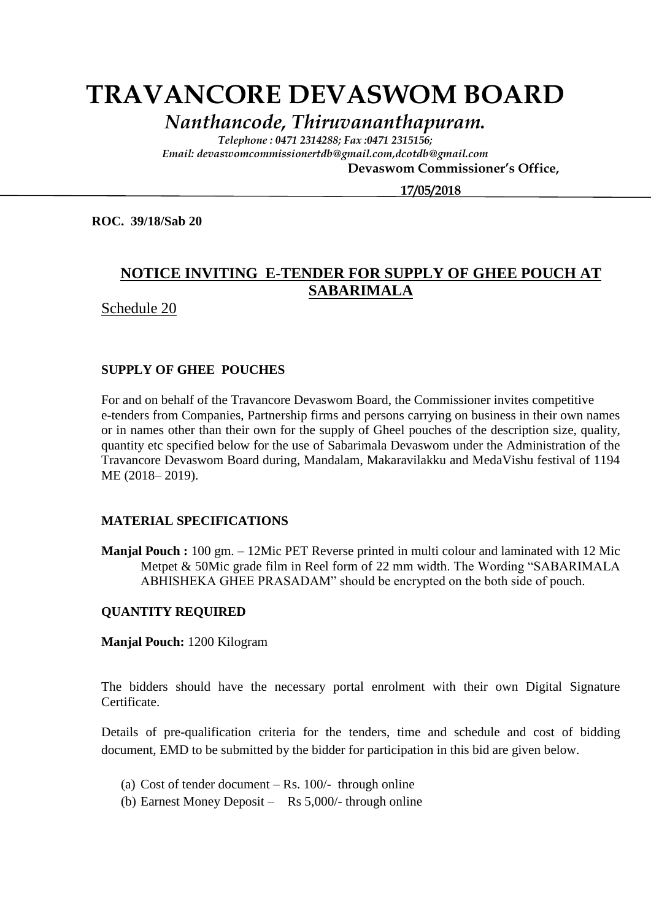# TRAVANCORE DEVASWOM BOARD

*Nanthancode, Thiruvananthapuram.*

*Telephone : 0471 2314288; Fax :0471 2315156;*
*Email: devaswomcommissionertdb@gmail.com,dcotdb@gmail.com*

**Devaswom Commissioner's Office,**

**17/05/2018**

**ROC. 39/18/Sab 20**

## NOTICE INVITING E-TENDER FOR SUPPLY OF GHEE POUCH AT SABARIMALA

Schedule 20

**SUPPLY OF GHEE POUCHES**

For and on behalf of the Travancore Devaswom Board, the Commissioner invites competitive e-tenders from Companies, Partnership firms and persons carrying on business in their own names or in names other than their own for the supply of Gheel pouches of the description size, quality, quantity etc specified below for the use of Sabarimala Devaswom under the Administration of the Travancore Devaswom Board during, Mandalam, Makaravilakku and MedaVishu festival of 1194 ME (2018– 2019).

**MATERIAL SPECIFICATIONS**

**Manjal Pouch :** 100 gm. – 12Mic PET Reverse printed in multi colour and laminated with 12 Mic Metpet & 50Mic grade film in Reel form of 22 mm width. The Wording "SABARIMALA ABHISHEKA GHEE PRASADAM" should be encrypted on the both side of pouch.

**QUANTITY REQUIRED**

**Manjal Pouch:** 1200 Kilogram

The bidders should have the necessary portal enrolment with their own Digital Signature Certificate.

Details of pre-qualification criteria for the tenders, time and schedule and cost of bidding document, EMD to be submitted by the bidder for participation in this bid are given below.

(a) Cost of tender document – Rs. 100/- through online
(b) Earnest Money Deposit – Rs 5,000/- through online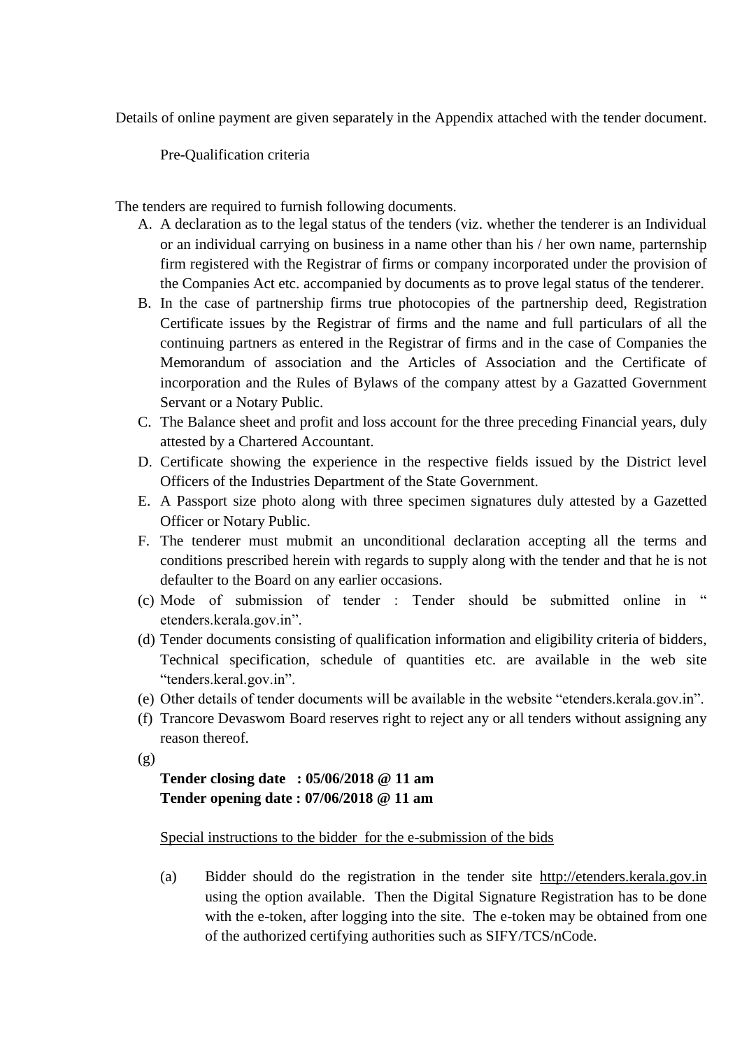Details of online payment are given separately in the Appendix attached with the tender document.

Pre-Qualification criteria

The tenders are required to furnish following documents.

A. A declaration as to the legal status of the tenders (viz. whether the tenderer is an Individual or an individual carrying on business in a name other than his / her own name, parternship firm registered with the Registrar of firms or company incorporated under the provision of the Companies Act etc. accompanied by documents as to prove legal status of the tenderer.
B. In the case of partnership firms true photocopies of the partnership deed, Registration Certificate issues by the Registrar of firms and the name and full particulars of all the continuing partners as entered in the Registrar of firms and in the case of Companies the Memorandum of association and the Articles of Association and the Certificate of incorporation and the Rules of Bylaws of the company attest by a Gazatted Government Servant or a Notary Public.
C. The Balance sheet and profit and loss account for the three preceding Financial years, duly attested by a Chartered Accountant.
D. Certificate showing the experience in the respective fields issued by the District level Officers of the Industries Department of the State Government.
E. A Passport size photo along with three specimen signatures duly attested by a Gazetted Officer or Notary Public.
F. The tenderer must mubmit an unconditional declaration accepting all the terms and conditions prescribed herein with regards to supply along with the tender and that he is not defaulter to the Board on any earlier occasions.

(c) Mode of submission of tender : Tender should be submitted online in " etenders.kerala.gov.in".
(d) Tender documents consisting of qualification information and eligibility criteria of bidders, Technical specification, schedule of quantities etc. are available in the web site "tenders.keral.gov.in".
(e) Other details of tender documents will be available in the website "etenders.kerala.gov.in".
(f) Trancore Devaswom Board reserves right to reject any or all tenders without assigning any reason thereof.
(g)

**Tender closing date : 05/06/2018 @ 11 am**
**Tender opening date : 07/06/2018 @ 11 am**

Special instructions to the bidder for the e-submission of the bids

(a) Bidder should do the registration in the tender site http://etenders.kerala.gov.in using the option available. Then the Digital Signature Registration has to be done with the e-token, after logging into the site. The e-token may be obtained from one of the authorized certifying authorities such as SIFY/TCS/nCode.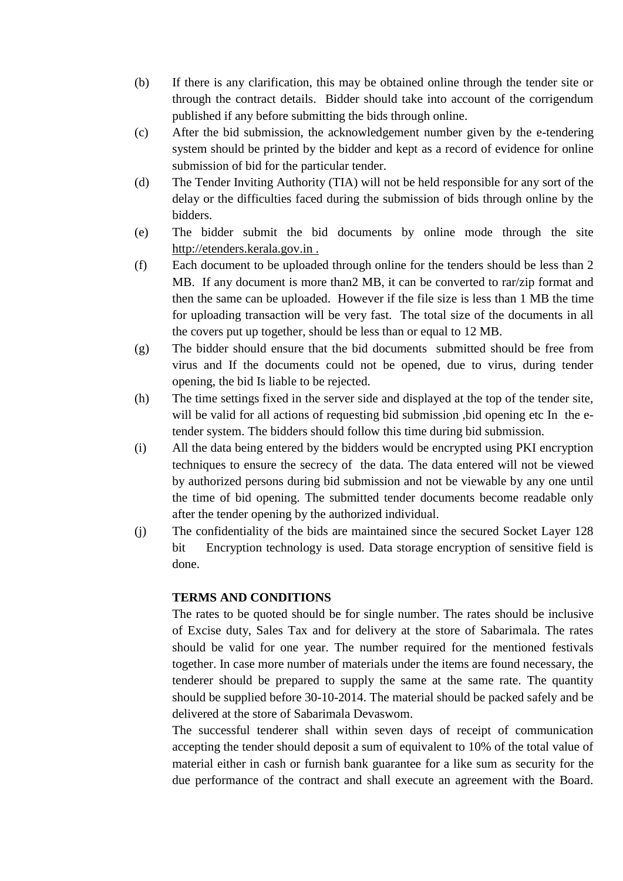(b) If there is any clarification, this may be obtained online through the tender site or through the contract details. Bidder should take into account of the corrigendum published if any before submitting the bids through online.

(c) After the bid submission, the acknowledgement number given by the e-tendering system should be printed by the bidder and kept as a record of evidence for online submission of bid for the particular tender.

(d) The Tender Inviting Authority (TIA) will not be held responsible for any sort of the delay or the difficulties faced during the submission of bids through online by the bidders.

(e) The bidder submit the bid documents by online mode through the site http://etenders.kerala.gov.in .

(f) Each document to be uploaded through online for the tenders should be less than 2 MB. If any document is more than2 MB, it can be converted to rar/zip format and then the same can be uploaded. However if the file size is less than 1 MB the time for uploading transaction will be very fast. The total size of the documents in all the covers put up together, should be less than or equal to 12 MB.

(g) The bidder should ensure that the bid documents submitted should be free from virus and If the documents could not be opened, due to virus, during tender opening, the bid Is liable to be rejected.

(h) The time settings fixed in the server side and displayed at the top of the tender site, will be valid for all actions of requesting bid submission ,bid opening etc In the e-tender system. The bidders should follow this time during bid submission.

(i) All the data being entered by the bidders would be encrypted using PKI encryption techniques to ensure the secrecy of the data. The data entered will not be viewed by authorized persons during bid submission and not be viewable by any one until the time of bid opening. The submitted tender documents become readable only after the tender opening by the authorized individual.

(j) The confidentiality of the bids are maintained since the secured Socket Layer 128 bit Encryption technology is used. Data storage encryption of sensitive field is done.

**TERMS AND CONDITIONS**

The rates to be quoted should be for single number. The rates should be inclusive of Excise duty, Sales Tax and for delivery at the store of Sabarimala. The rates should be valid for one year. The number required for the mentioned festivals together. In case more number of materials under the items are found necessary, the tenderer should be prepared to supply the same at the same rate. The quantity should be supplied before 30-10-2014. The material should be packed safely and be delivered at the store of Sabarimala Devaswom.

The successful tenderer shall within seven days of receipt of communication accepting the tender should deposit a sum of equivalent to 10% of the total value of material either in cash or furnish bank guarantee for a like sum as security for the due performance of the contract and shall execute an agreement with the Board.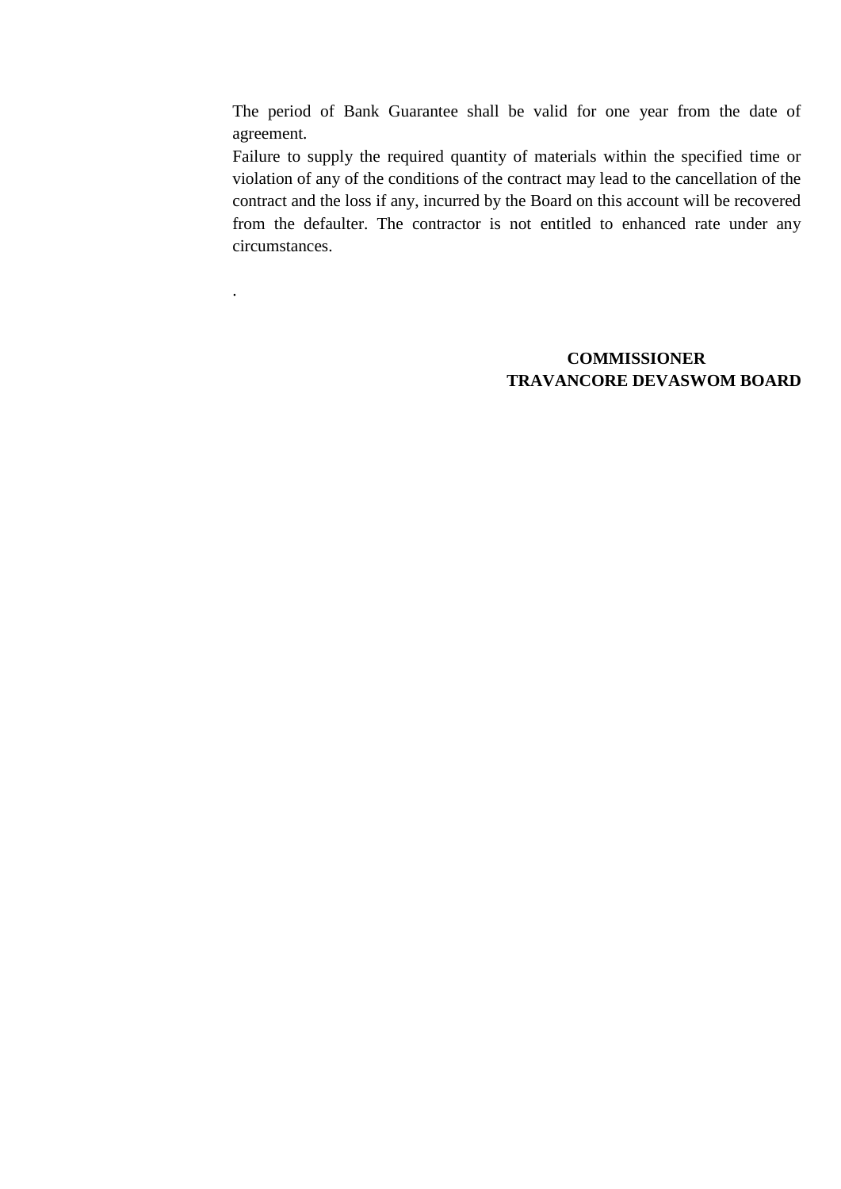The period of Bank Guarantee shall be valid for one year from the date of agreement.

Failure to supply the required quantity of materials within the specified time or violation of any of the conditions of the contract may lead to the cancellation of the contract and the loss if any, incurred by the Board on this account will be recovered from the defaulter. The contractor is not entitled to enhanced rate under any circumstances.

.

**COMMISSIONER**
**TRAVANCORE DEVASWOM BOARD**